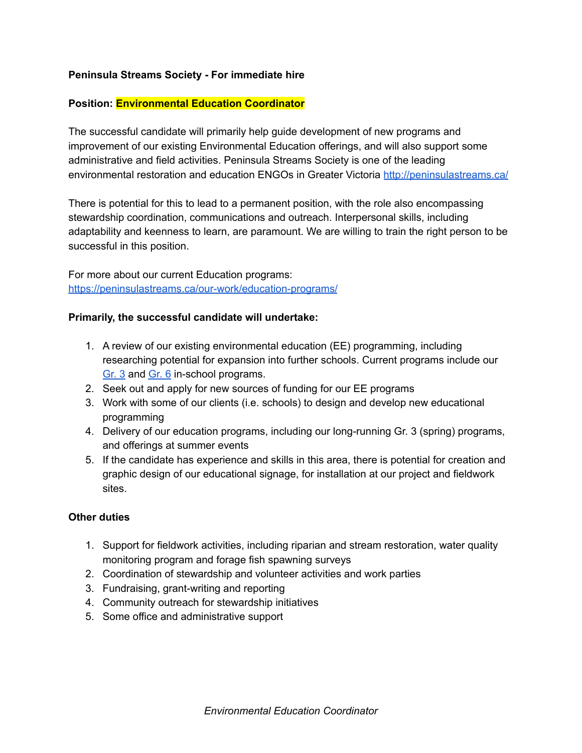**Peninsula Streams Society - For immediate hire**

**Position: Environmental Education Coordinator**

The successful candidate will primarily help guide development of new programs and improvement of our existing Environmental Education offerings, and will also support some administrative and field activities. Peninsula Streams Society is one of the leading environmental restoration and education ENGOs in Greater Victoria [http://peninsulastreams.ca/](http://peninsulastreams.ca/)

There is potential for this to lead to a permanent position, with the role also encompassing stewardship coordination, communications and outreach. Interpersonal skills, including adaptability and keenness to learn, are paramount. We are willing to train the right person to be successful in this position.

For more about our current Education programs:
[https://peninsulastreams.ca/our-work/education-programs/](https://peninsulastreams.ca/our-work/education-programs/)

**Primarily, the successful candidate will undertake:**

1. A review of our existing environmental education (EE) programming, including researching potential for expansion into further schools. Current programs include our Gr. 3 and Gr. 6 in-school programs.
2. Seek out and apply for new sources of funding for our EE programs
3. Work with some of our clients (i.e. schools) to design and develop new educational programming
4. Delivery of our education programs, including our long-running Gr. 3 (spring) programs, and offerings at summer events
5. If the candidate has experience and skills in this area, there is potential for creation and graphic design of our educational signage, for installation at our project and fieldwork sites.

**Other duties**

1. Support for fieldwork activities, including riparian and stream restoration, water quality monitoring program and forage fish spawning surveys
2. Coordination of stewardship and volunteer activities and work parties
3. Fundraising, grant-writing and reporting
4. Community outreach for stewardship initiatives
5. Some office and administrative support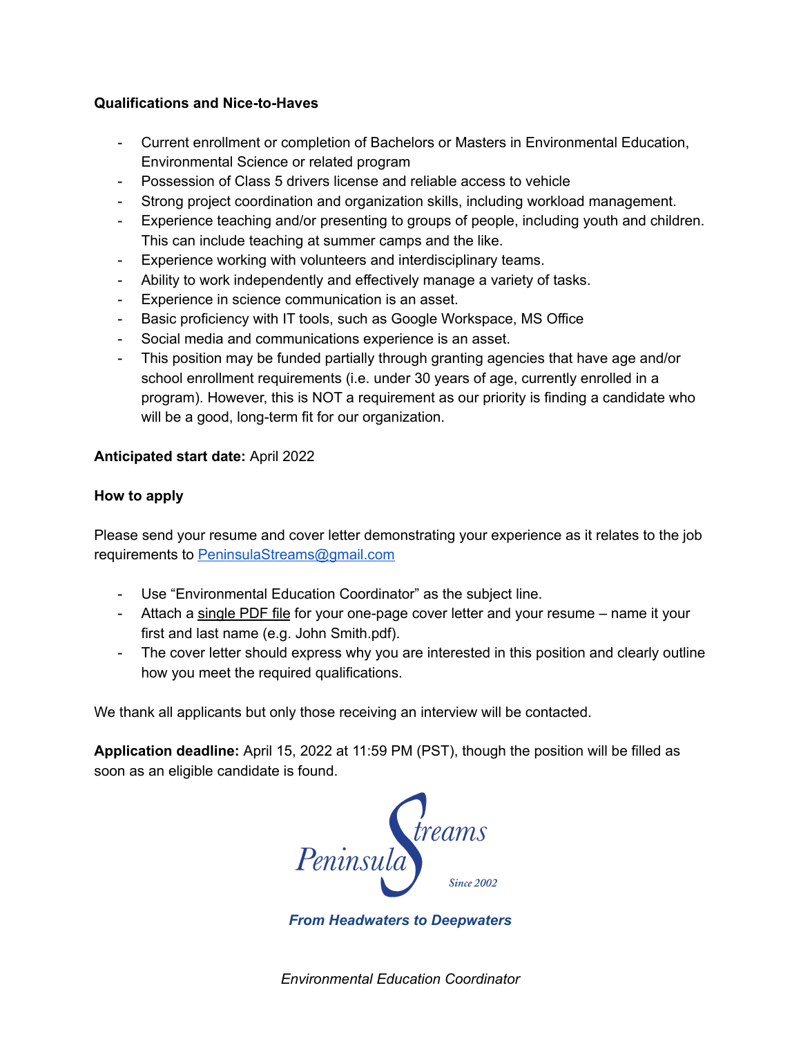**Qualifications and Nice-to-Haves**

- Current enrollment or completion of Bachelors or Masters in Environmental Education, Environmental Science or related program
- Possession of Class 5 drivers license and reliable access to vehicle
- Strong project coordination and organization skills, including workload management.
- Experience teaching and/or presenting to groups of people, including youth and children. This can include teaching at summer camps and the like.
- Experience working with volunteers and interdisciplinary teams.
- Ability to work independently and effectively manage a variety of tasks.
- Experience in science communication is an asset.
- Basic proficiency with IT tools, such as Google Workspace, MS Office
- Social media and communications experience is an asset.
- This position may be funded partially through granting agencies that have age and/or school enrollment requirements (i.e. under 30 years of age, currently enrolled in a program). However, this is NOT a requirement as our priority is finding a candidate who will be a good, long-term fit for our organization.

**Anticipated start date:** April 2022

**How to apply**

Please send your resume and cover letter demonstrating your experience as it relates to the job requirements to PeninsulaStreams@gmail.com

- Use "Environmental Education Coordinator" as the subject line.
- Attach a single PDF file for your one-page cover letter and your resume – name it your first and last name (e.g. John Smith.pdf).
- The cover letter should express why you are interested in this position and clearly outline how you meet the required qualifications.

We thank all applicants but only those receiving an interview will be contacted.

**Application deadline:** April 15, 2022 at 11:59 PM (PST), though the position will be filled as soon as an eligible candidate is found.

Peninsula Streams

Since 2002

***From Headwaters to Deepwaters***

*Environmental Education Coordinator*